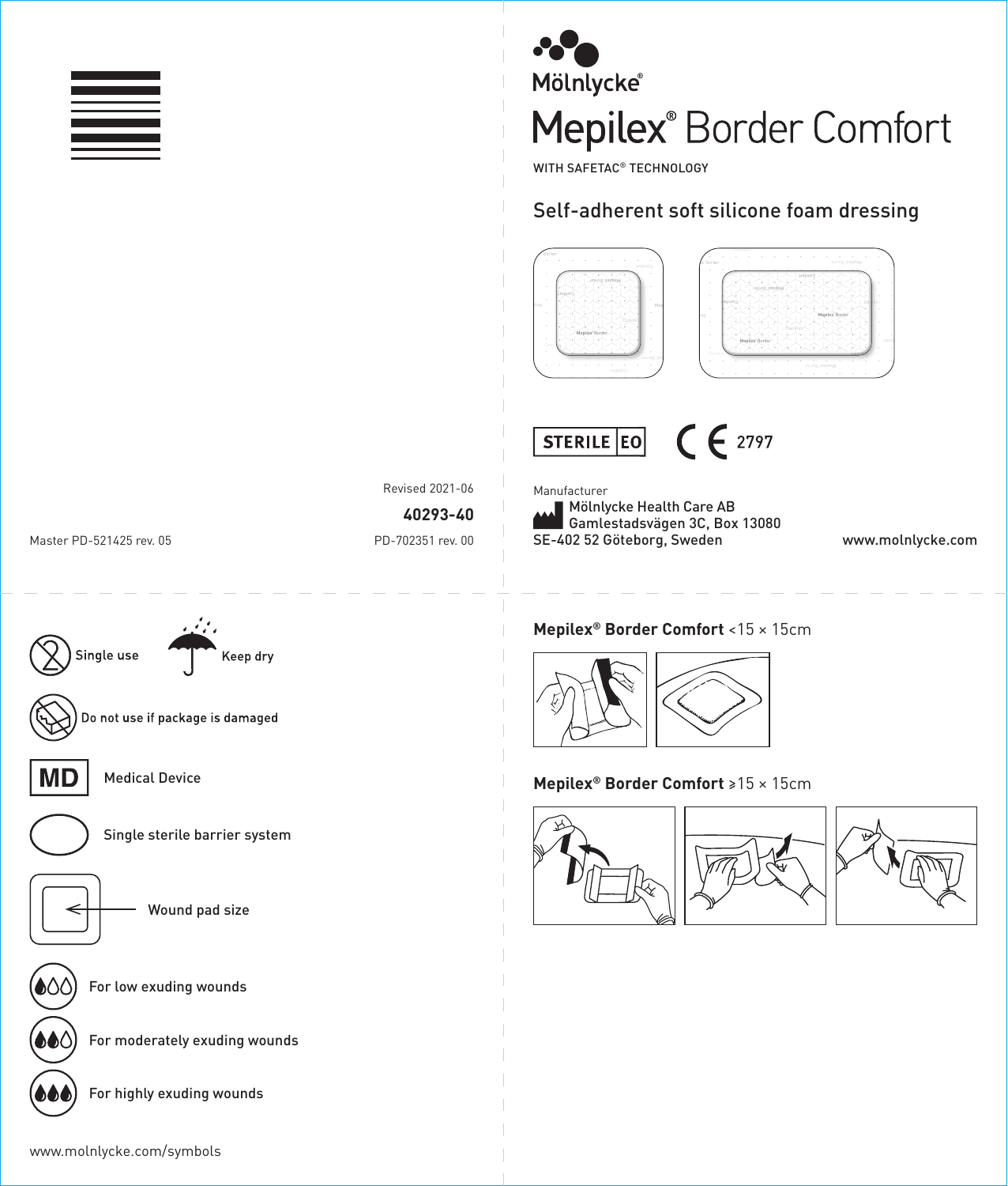Mölnlycke®

# Mepilex® Border Comfort

WITH SAFETAC® TECHNOLOGY

## Self-adherent soft silicone foam dressing

STERILE EO

CE 2797

Manufacturer
Mölnlycke Health Care AB
Gamlestadsvägen 3C, Box 13080
SE-402 52 Göteborg, Sweden

www.molnlycke.com

Revised 2021-06

**40293-40**

Master PD-521425 rev. 05

PD-702351 rev. 00

Single use

Keep dry

Do not use if package is damaged

MD Medical Device

Single sterile barrier system

Wound pad size

For low exuding wounds

For moderately exuding wounds

For highly exuding wounds

www.molnlycke.com/symbols

**Mepilex® Border Comfort** <15 × 15cm

**Mepilex® Border Comfort** ≥15 × 15cm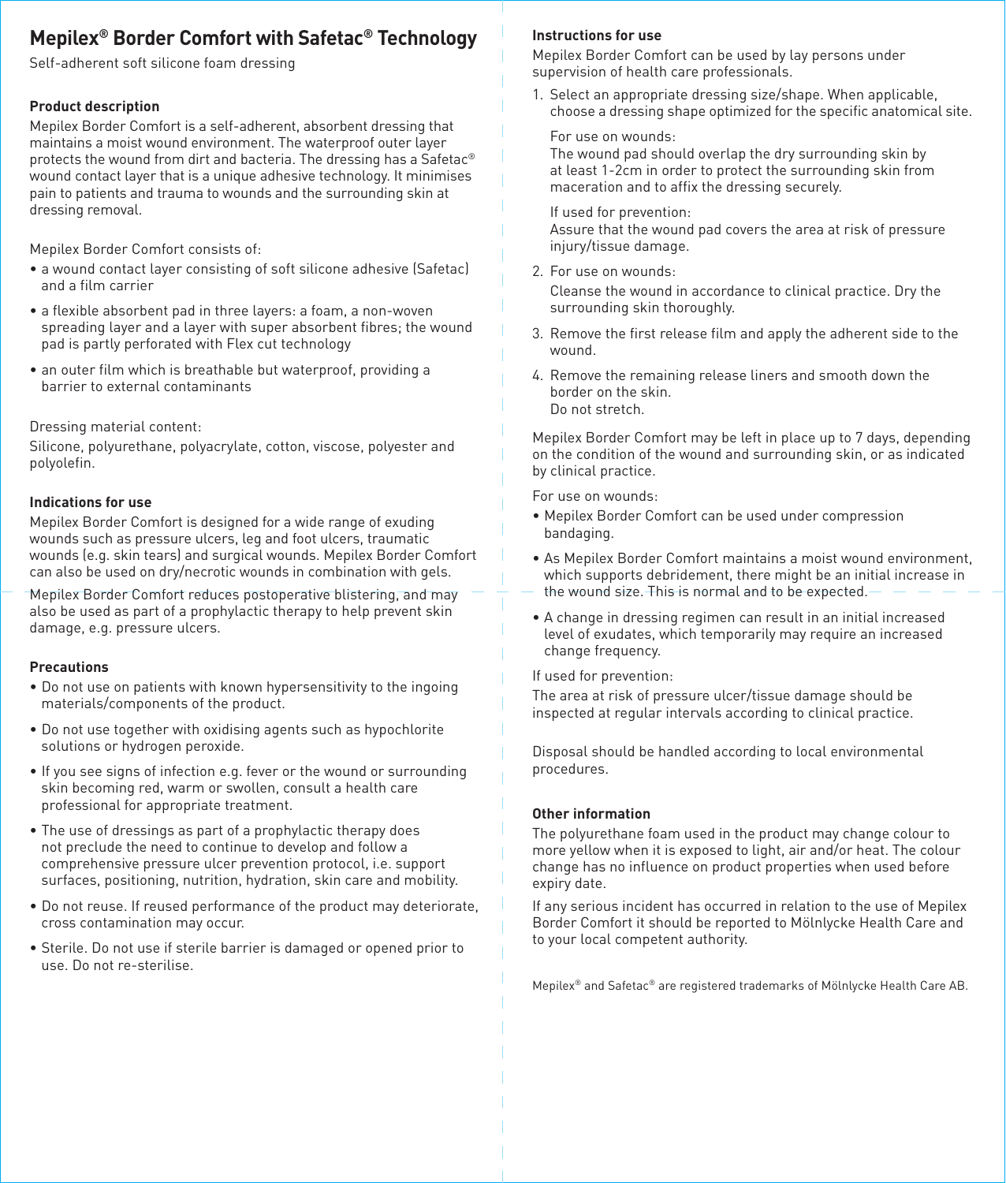# Mepilex® Border Comfort with Safetac® Technology

Self-adherent soft silicone foam dressing

## Product description

Mepilex Border Comfort is a self-adherent, absorbent dressing that maintains a moist wound environment. The waterproof outer layer protects the wound from dirt and bacteria. The dressing has a Safetac® wound contact layer that is a unique adhesive technology. It minimises pain to patients and trauma to wounds and the surrounding skin at dressing removal.

Mepilex Border Comfort consists of:

- a wound contact layer consisting of soft silicone adhesive (Safetac) and a film carrier
- a flexible absorbent pad in three layers: a foam, a non-woven spreading layer and a layer with super absorbent fibres; the wound pad is partly perforated with Flex cut technology
- an outer film which is breathable but waterproof, providing a barrier to external contaminants

Dressing material content:

Silicone, polyurethane, polyacrylate, cotton, viscose, polyester and polyolefin.

## Indications for use

Mepilex Border Comfort is designed for a wide range of exuding wounds such as pressure ulcers, leg and foot ulcers, traumatic wounds (e.g. skin tears) and surgical wounds. Mepilex Border Comfort can also be used on dry/necrotic wounds in combination with gels.

Mepilex Border Comfort reduces postoperative blistering, and may also be used as part of a prophylactic therapy to help prevent skin damage, e.g. pressure ulcers.

## Precautions

- Do not use on patients with known hypersensitivity to the ingoing materials/components of the product.
- Do not use together with oxidising agents such as hypochlorite solutions or hydrogen peroxide.
- If you see signs of infection e.g. fever or the wound or surrounding skin becoming red, warm or swollen, consult a health care professional for appropriate treatment.
- The use of dressings as part of a prophylactic therapy does not preclude the need to continue to develop and follow a comprehensive pressure ulcer prevention protocol, i.e. support surfaces, positioning, nutrition, hydration, skin care and mobility.
- Do not reuse. If reused performance of the product may deteriorate, cross contamination may occur.
- Sterile. Do not use if sterile barrier is damaged or opened prior to use. Do not re-sterilise.

## Instructions for use

Mepilex Border Comfort can be used by lay persons under supervision of health care professionals.

1. Select an appropriate dressing size/shape. When applicable, choose a dressing shape optimized for the specific anatomical site.

   For use on wounds:
   The wound pad should overlap the dry surrounding skin by at least 1-2cm in order to protect the surrounding skin from maceration and to affix the dressing securely.

   If used for prevention:
   Assure that the wound pad covers the area at risk of pressure injury/tissue damage.

2. For use on wounds:
   Cleanse the wound in accordance to clinical practice. Dry the surrounding skin thoroughly.

3. Remove the first release film and apply the adherent side to the wound.

4. Remove the remaining release liners and smooth down the border on the skin.
   Do not stretch.

Mepilex Border Comfort may be left in place up to 7 days, depending on the condition of the wound and surrounding skin, or as indicated by clinical practice.

For use on wounds:

- Mepilex Border Comfort can be used under compression bandaging.
- As Mepilex Border Comfort maintains a moist wound environment, which supports debridement, there might be an initial increase in the wound size. This is normal and to be expected.
- A change in dressing regimen can result in an initial increased level of exudates, which temporarily may require an increased change frequency.

If used for prevention:

The area at risk of pressure ulcer/tissue damage should be inspected at regular intervals according to clinical practice.

Disposal should be handled according to local environmental procedures.

## Other information

The polyurethane foam used in the product may change colour to more yellow when it is exposed to light, air and/or heat. The colour change has no influence on product properties when used before expiry date.

If any serious incident has occurred in relation to the use of Mepilex Border Comfort it should be reported to Mölnlycke Health Care and to your local competent authority.

Mepilex® and Safetac® are registered trademarks of Mölnlycke Health Care AB.